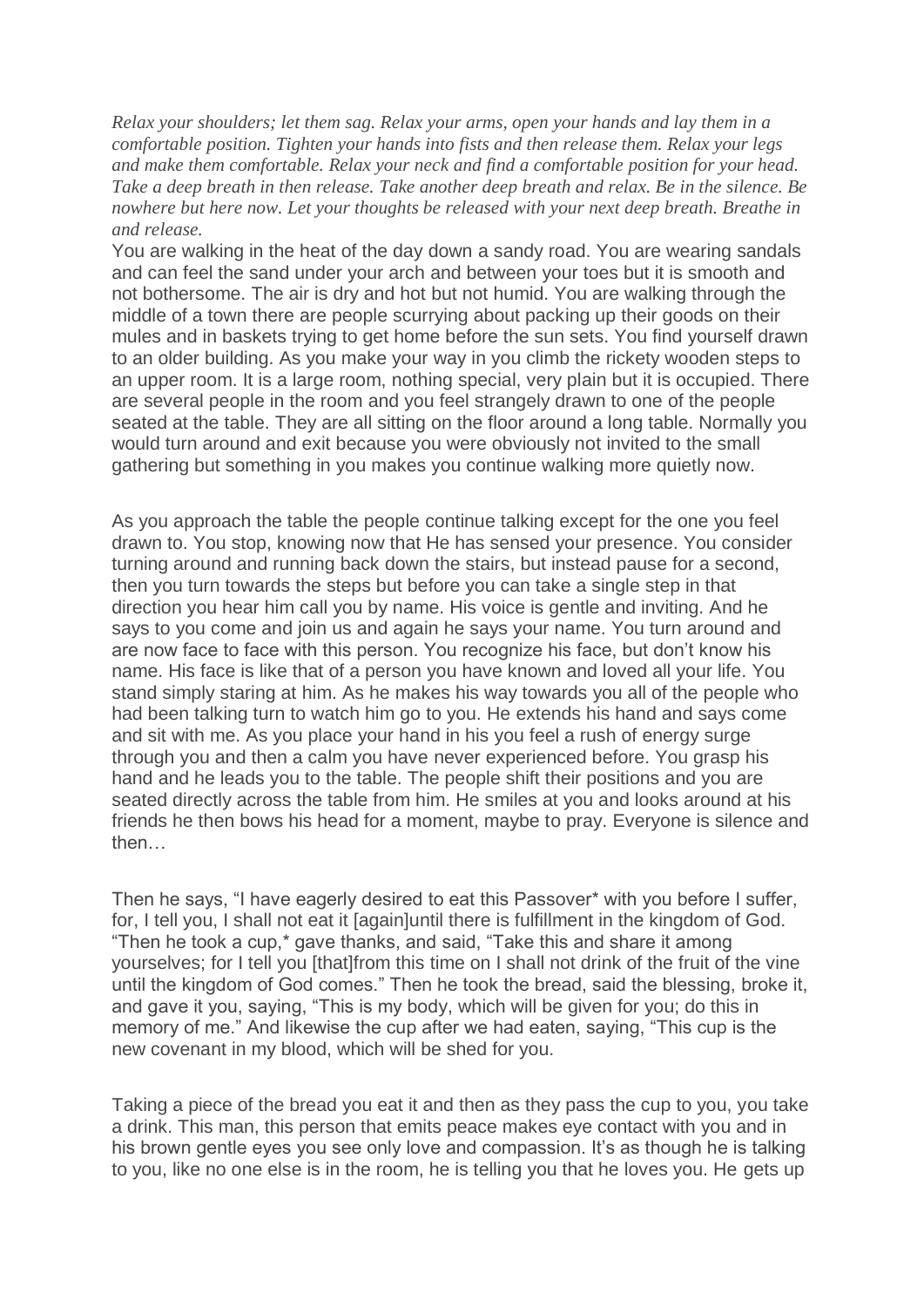*Relax your shoulders; let them sag. Relax your arms, open your hands and lay them in a comfortable position. Tighten your hands into fists and then release them. Relax your legs and make them comfortable. Relax your neck and find a comfortable position for your head. Take a deep breath in then release. Take another deep breath and relax. Be in the silence. Be nowhere but here now. Let your thoughts be released with your next deep breath. Breathe in and release.*

You are walking in the heat of the day down a sandy road. You are wearing sandals and can feel the sand under your arch and between your toes but it is smooth and not bothersome. The air is dry and hot but not humid. You are walking through the middle of a town there are people scurrying about packing up their goods on their mules and in baskets trying to get home before the sun sets. You find yourself drawn to an older building. As you make your way in you climb the rickety wooden steps to an upper room. It is a large room, nothing special, very plain but it is occupied. There are several people in the room and you feel strangely drawn to one of the people seated at the table. They are all sitting on the floor around a long table. Normally you would turn around and exit because you were obviously not invited to the small gathering but something in you makes you continue walking more quietly now.

As you approach the table the people continue talking except for the one you feel drawn to. You stop, knowing now that He has sensed your presence. You consider turning around and running back down the stairs, but instead pause for a second, then you turn towards the steps but before you can take a single step in that direction you hear him call you by name. His voice is gentle and inviting. And he says to you come and join us and again he says your name. You turn around and are now face to face with this person. You recognize his face, but don't know his name. His face is like that of a person you have known and loved all your life. You stand simply staring at him. As he makes his way towards you all of the people who had been talking turn to watch him go to you. He extends his hand and says come and sit with me. As you place your hand in his you feel a rush of energy surge through you and then a calm you have never experienced before. You grasp his hand and he leads you to the table. The people shift their positions and you are seated directly across the table from him. He smiles at you and looks around at his friends he then bows his head for a moment, maybe to pray. Everyone is silence and then…

Then he says, "I have eagerly desired to eat this Passover* with you before I suffer, for, I tell you, I shall not eat it [again]until there is fulfillment in the kingdom of God. "Then he took a cup,* gave thanks, and said, "Take this and share it among yourselves; for I tell you [that]from this time on I shall not drink of the fruit of the vine until the kingdom of God comes." Then he took the bread, said the blessing, broke it, and gave it you, saying, "This is my body, which will be given for you; do this in memory of me." And likewise the cup after we had eaten, saying, "This cup is the new covenant in my blood, which will be shed for you.

Taking a piece of the bread you eat it and then as they pass the cup to you, you take a drink. This man, this person that emits peace makes eye contact with you and in his brown gentle eyes you see only love and compassion. It's as though he is talking to you, like no one else is in the room, he is telling you that he loves you. He gets up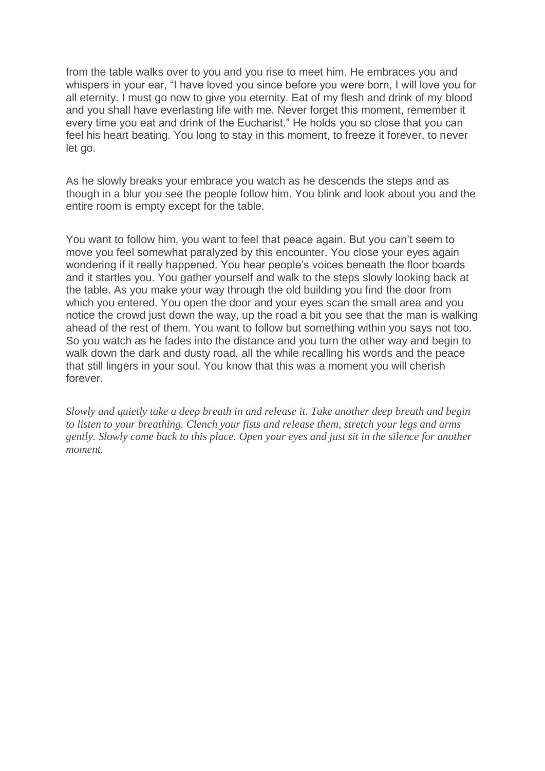from the table walks over to you and you rise to meet him. He embraces you and whispers in your ear, "I have loved you since before you were born, I will love you for all eternity. I must go now to give you eternity. Eat of my flesh and drink of my blood and you shall have everlasting life with me. Never forget this moment, remember it every time you eat and drink of the Eucharist." He holds you so close that you can feel his heart beating. You long to stay in this moment, to freeze it forever, to never let go.

As he slowly breaks your embrace you watch as he descends the steps and as though in a blur you see the people follow him. You blink and look about you and the entire room is empty except for the table.

You want to follow him, you want to feel that peace again. But you can't seem to move you feel somewhat paralyzed by this encounter. You close your eyes again wondering if it really happened. You hear people's voices beneath the floor boards and it startles you. You gather yourself and walk to the steps slowly looking back at the table. As you make your way through the old building you find the door from which you entered. You open the door and your eyes scan the small area and you notice the crowd just down the way, up the road a bit you see that the man is walking ahead of the rest of them. You want to follow but something within you says not too. So you watch as he fades into the distance and you turn the other way and begin to walk down the dark and dusty road, all the while recalling his words and the peace that still lingers in your soul. You know that this was a moment you will cherish forever.

*Slowly and quietly take a deep breath in and release it. Take another deep breath and begin to listen to your breathing. Clench your fists and release them, stretch your legs and arms gently. Slowly come back to this place. Open your eyes and just sit in the silence for another moment.*